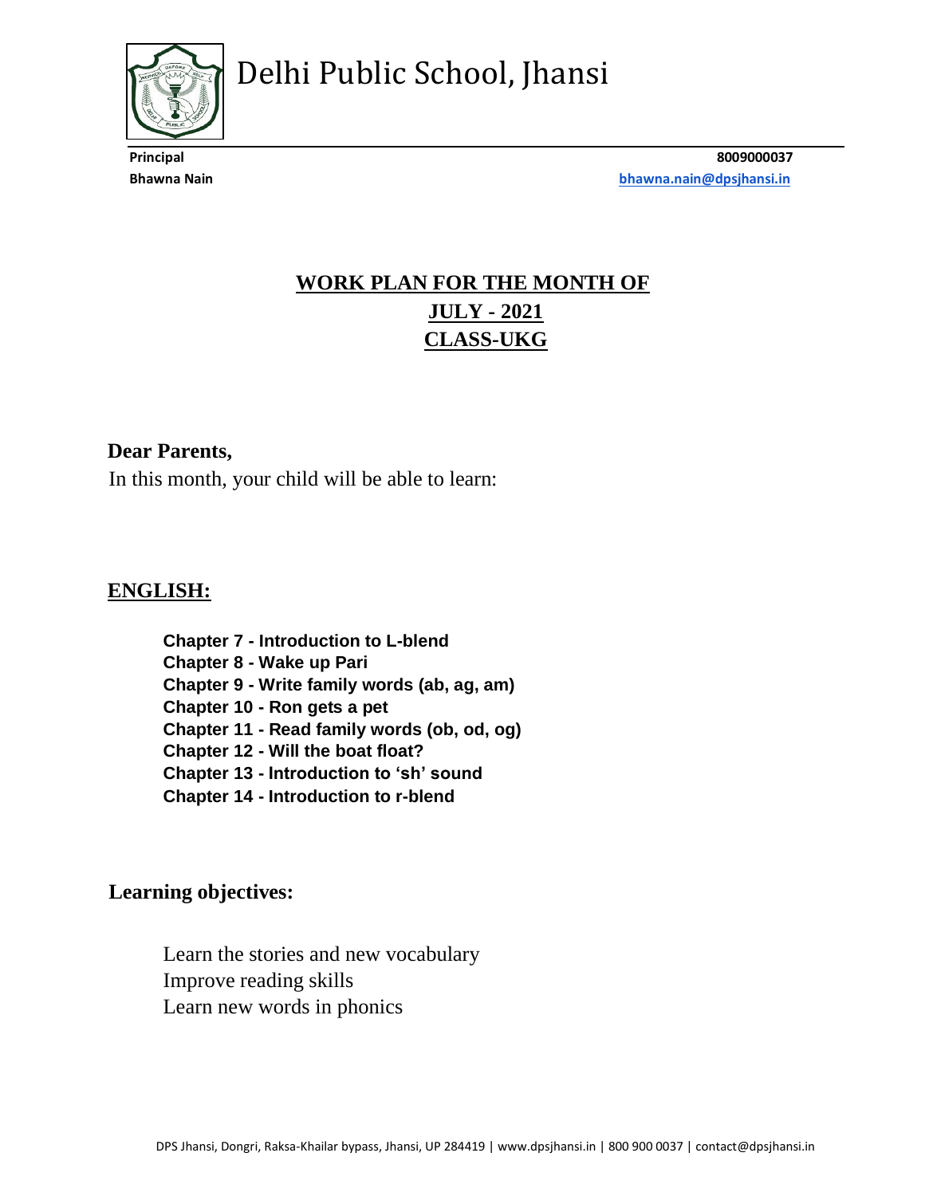# Delhi Public School, Jhansi

**Principal** — **8009000037**
**Bhawna Nain** — **bhawna.nain@dpsjhansi.in**

## WORK PLAN FOR THE MONTH OF JULY - 2021
## CLASS-UKG

**Dear Parents,**

In this month, your child will be able to learn:

## ENGLISH:

**Chapter 7 - Introduction to L-blend**
**Chapter 8 - Wake up Pari**
**Chapter 9 - Write family words (ab, ag, am)**
**Chapter 10 - Ron gets a pet**
**Chapter 11 - Read family words (ob, od, og)**
**Chapter 12 - Will the boat float?**
**Chapter 13 - Introduction to 'sh' sound**
**Chapter 14 - Introduction to r-blend**

**Learning objectives:**

Learn the stories and new vocabulary
Improve reading skills
Learn new words in phonics

DPS Jhansi, Dongri, Raksa-Khailar bypass, Jhansi, UP 284419 | www.dpsjhansi.in | 800 900 0037 | contact@dpsjhansi.in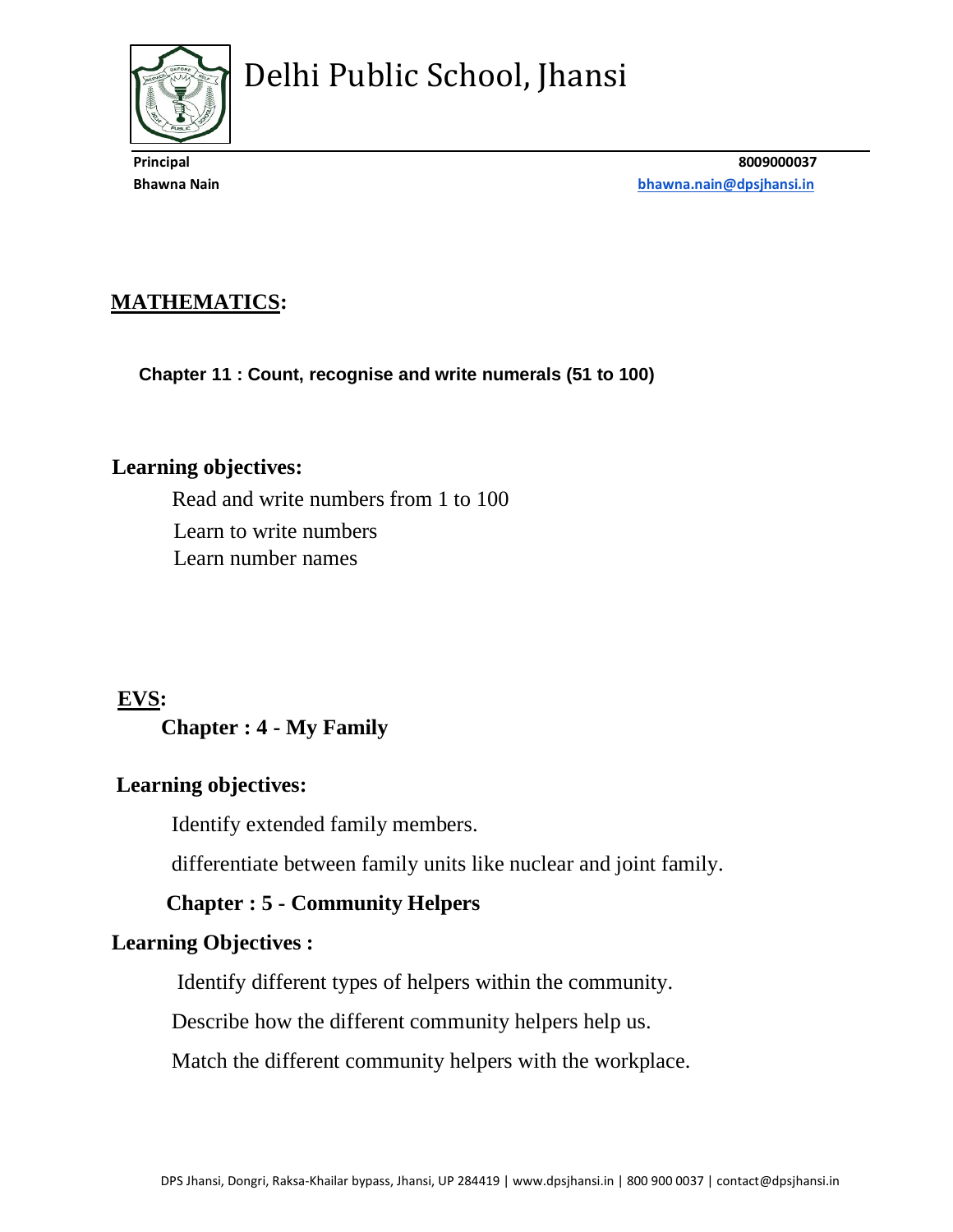# Delhi Public School, Jhansi

**Principal** **8009000037**
**Bhawna Nain** **bhawna.nain@dpsjhansi.in**

## MATHEMATICS:

**Chapter 11 : Count, recognise and write numerals (51 to 100)**

**Learning objectives:**

Read and write numbers from 1 to 100
Learn to write numbers
Learn number names

## EVS:

**Chapter : 4 - My Family**

**Learning objectives:**

Identify extended family members.

differentiate between family units like nuclear and joint family.

**Chapter : 5 - Community Helpers**

**Learning Objectives :**

Identify different types of helpers within the community.

Describe how the different community helpers help us.

Match the different community helpers with the workplace.

DPS Jhansi, Dongri, Raksa-Khailar bypass, Jhansi, UP 284419 | www.dpsjhansi.in | 800 900 0037 | contact@dpsjhansi.in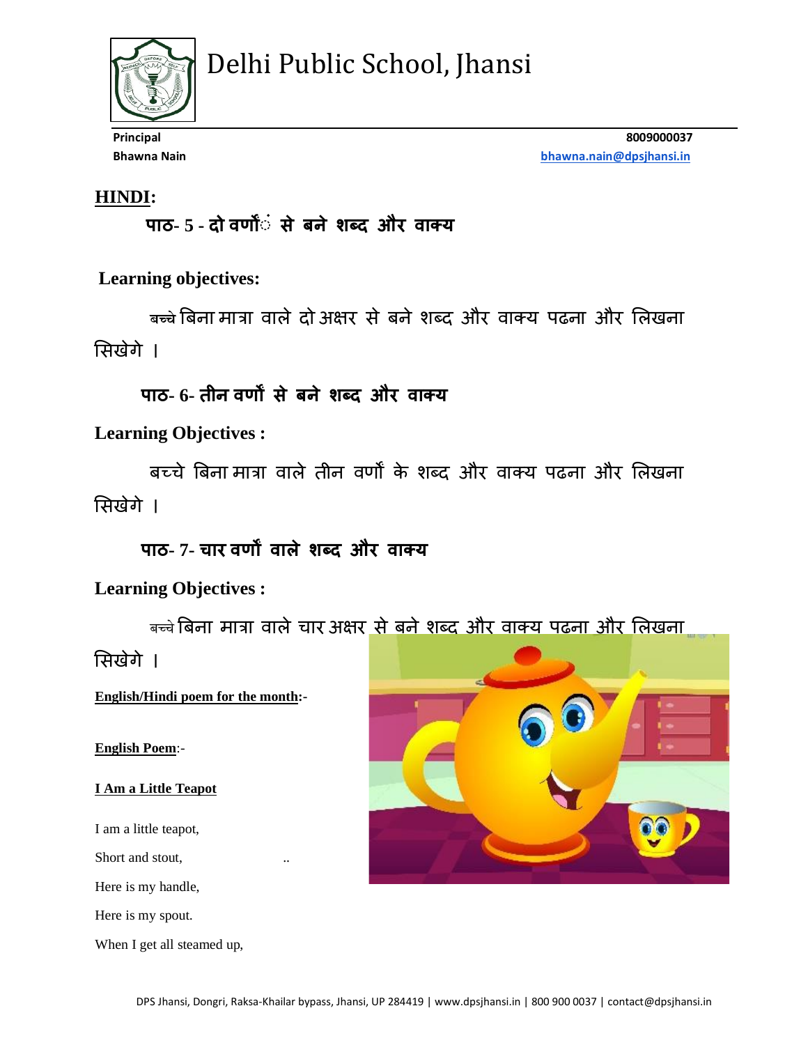# Delhi Public School, Jhansi

**Principal** **8009000037**
**Bhawna Nain** **bhawna.nain@dpsjhansi.in**

## HINDI:

### पाठ- 5 - दो वर्णों से बने शब्द और वाक्य

**Learning objectives:**

बच्चे बिना मात्रा वाले दो अक्षर से बने शब्द और वाक्य पढना और लिखना सिखेगे ।

### पाठ- 6- तीन वर्णों से बने शब्द और वाक्य

**Learning Objectives :**

बच्चे बिना मात्रा वाले तीन वर्णों के शब्द और वाक्य पढना और लिखना सिखेगे ।

### पाठ- 7- चार वर्णों वाले शब्द और वाक्य

**Learning Objectives :**

बच्चे बिना मात्रा वाले चार अक्षर से बने शब्द और वाक्य पढना और लिखना सिखेगे ।

**English/Hindi poem for the month:-**

**English Poem:-**

**I Am a Little Teapot**

I am a little teapot,

Short and stout,

Here is my handle,

Here is my spout.

When I get all steamed up,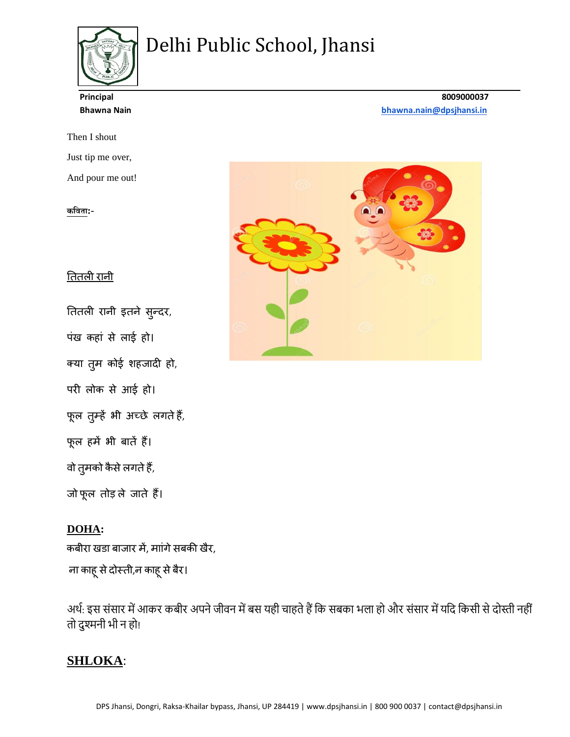Then I shout

Just tip me over,

And pour me out!

कविता:-

तितली रानी

तितली रानी इतने सुन्दर,

पंख कहां से लाई हो।

क्या तुम कोई शहजादी हो,

परी लोक से आई हो।

फूल तुम्हें भी अच्छे लगते हैं,

फूल हमें भी बातें हैं।

वो तुमको कैसे लगते हैं,

जो फूल तोड़ ले जाते हैं।

**DOHA:**

कबीरा खडा बाजार में, मांगे सबकी खैर,

ना काहू से दोस्ती,न काहू से बैर।

अर्थ: इस संसार में आकर कबीर अपने जीवन में बस यही चाहते हैं कि सबका भला हो और संसार में यदि किसी से दोस्ती नहीं तो दुश्मनी भी न हो!

## SHLOKA: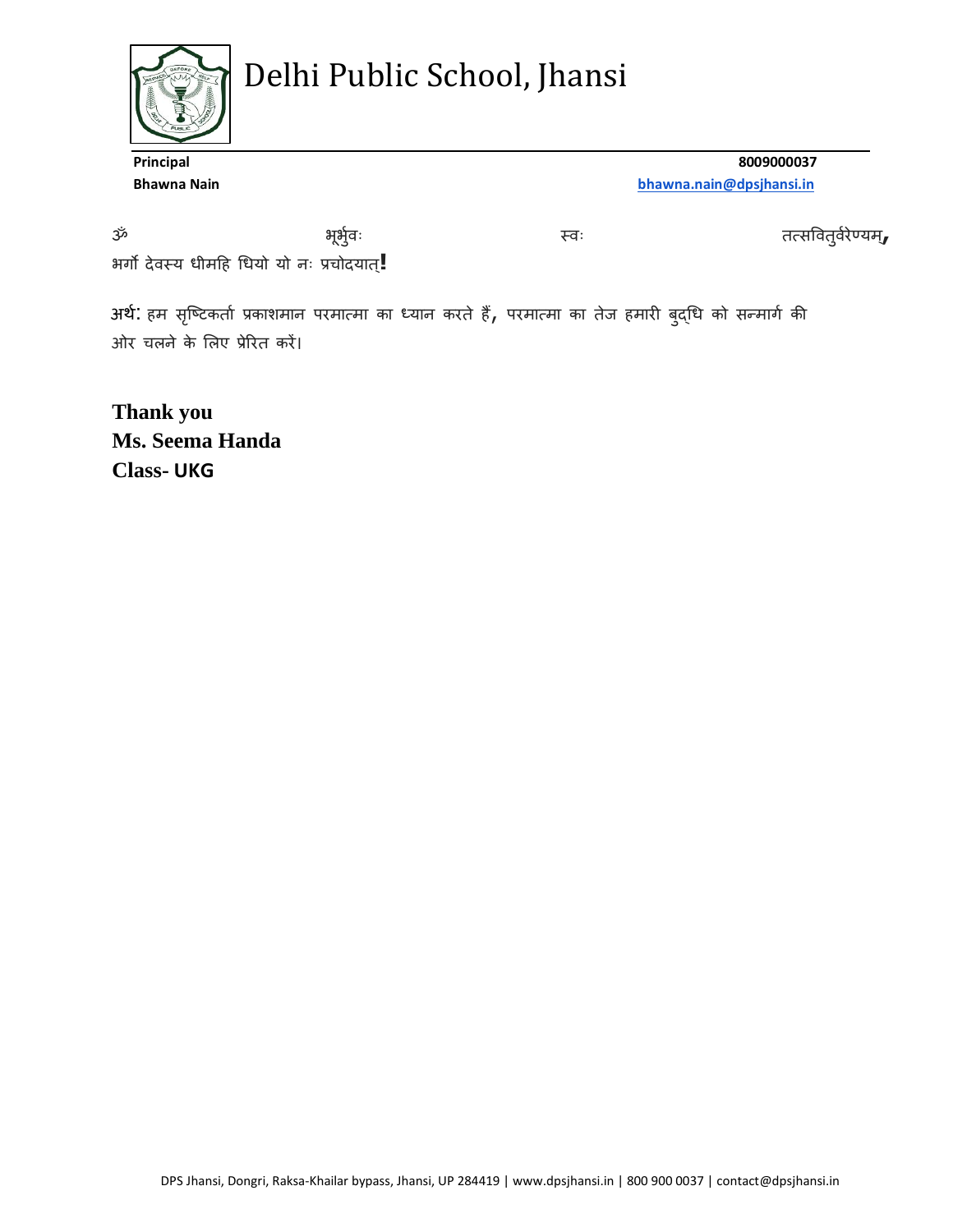# Delhi Public School, Jhansi

**Principal** **8009000037**
**Bhawna Nain** **bhawna.nain@dpsjhansi.in**

ॐ भूर्भुवः स्वः तत्सवितुर्वरेण्यम्,
भर्गो देवस्य धीमहि धियो यो नः प्रचोदयात्!

अर्थ: हम सृष्टिकर्ता प्रकाशमान परमात्मा का ध्यान करते हैं, परमात्मा का तेज हमारी बुद्धि को सन्मार्ग की ओर चलने के लिए प्रेरित करें।

**Thank you**
**Ms. Seema Handa**
**Class- UKG**

DPS Jhansi, Dongri, Raksa-Khailar bypass, Jhansi, UP 284419 | www.dpsjhansi.in | 800 900 0037 | contact@dpsjhansi.in